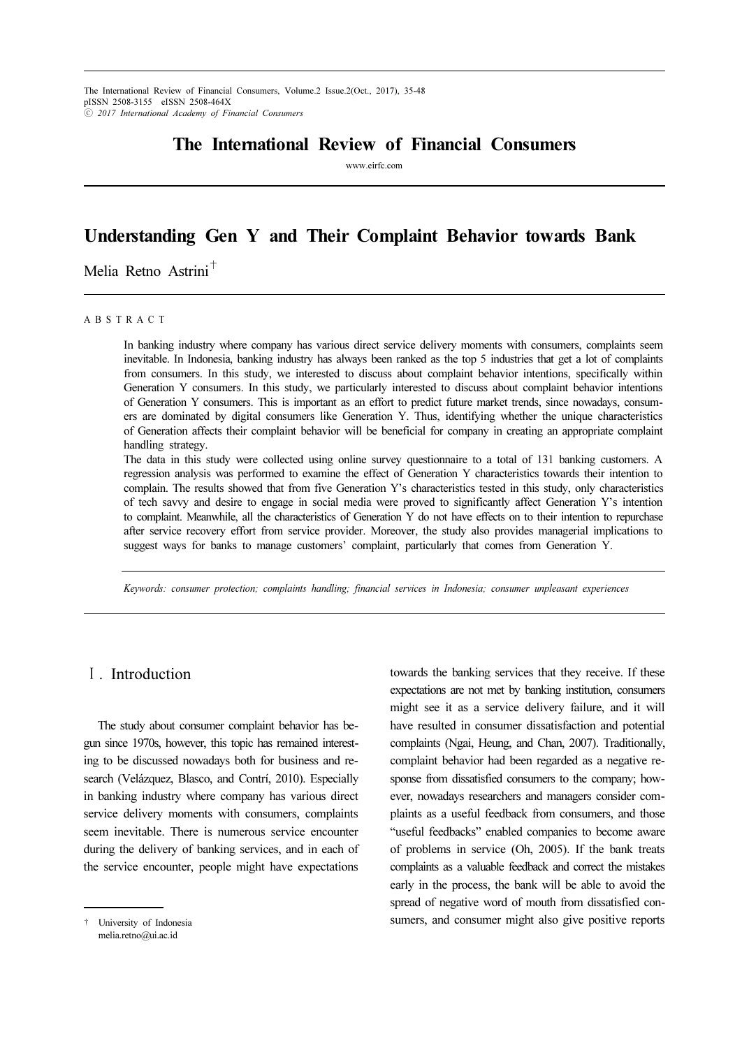# Understanding Gen Y and Their Complaint Behavior towards Bank

Melia Retno Astrini[†]

ABSTRACT

In banking industry where company has various direct service delivery moments with consumers, complaints seem inevitable. In Indonesia, banking industry has always been ranked as the top 5 industries that get a lot of complaints from consumers. In this study, we interested to discuss about complaint behavior intentions, specifically within Generation Y consumers. In this study, we particularly interested to discuss about complaint behavior intentions of Generation Y consumers. This is important as an effort to predict future market trends, since nowadays, consumers are dominated by digital consumers like Generation Y. Thus, identifying whether the unique characteristics of Generation affects their complaint behavior will be beneficial for company in creating an appropriate complaint handling strategy.

The data in this study were collected using online survey questionnaire to a total of 131 banking customers. A regression analysis was performed to examine the effect of Generation Y characteristics towards their intention to complain. The results showed that from five Generation Y's characteristics tested in this study, only characteristics of tech savvy and desire to engage in social media were proved to significantly affect Generation Y's intention to complaint. Meanwhile, all the characteristics of Generation Y do not have effects on to their intention to repurchase after service recovery effort from service provider. Moreover, the study also provides managerial implications to suggest ways for banks to manage customers' complaint, particularly that comes from Generation Y.

*Keywords: consumer protection; complaints handling; financial services in Indonesia; consumer unpleasant experiences*

## Ⅰ. Introduction

The study about consumer complaint behavior has begun since 1970s, however, this topic has remained interesting to be discussed nowadays both for business and research (Velázquez, Blasco, and Contrí, 2010). Especially in banking industry where company has various direct service delivery moments with consumers, complaints seem inevitable. There is numerous service encounter during the delivery of banking services, and in each of the service encounter, people might have expectations towards the banking services that they receive. If these expectations are not met by banking institution, consumers might see it as a service delivery failure, and it will have resulted in consumer dissatisfaction and potential complaints (Ngai, Heung, and Chan, 2007). Traditionally, complaint behavior had been regarded as a negative response from dissatisfied consumers to the company; however, nowadays researchers and managers consider complaints as a useful feedback from consumers, and those "useful feedbacks" enabled companies to become aware of problems in service (Oh, 2005). If the bank treats complaints as a valuable feedback and correct the mistakes early in the process, the bank will be able to avoid the spread of negative word of mouth from dissatisfied consumers, and consumer might also give positive reports

[†] University of Indonesia
melia.retno@ui.ac.id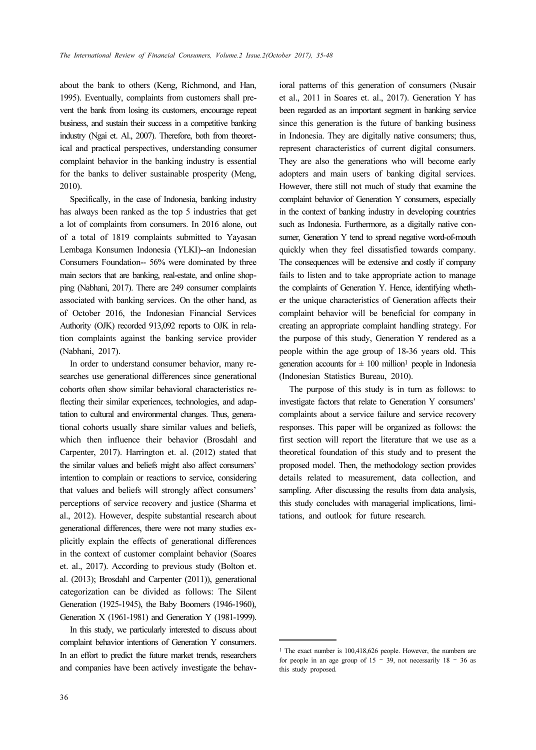about the bank to others (Keng, Richmond, and Han, 1995). Eventually, complaints from customers shall prevent the bank from losing its customers, encourage repeat business, and sustain their success in a competitive banking industry (Ngai et. Al., 2007). Therefore, both from theoretical and practical perspectives, understanding consumer complaint behavior in the banking industry is essential for the banks to deliver sustainable prosperity (Meng, 2010).

Specifically, in the case of Indonesia, banking industry has always been ranked as the top 5 industries that get a lot of complaints from consumers. In 2016 alone, out of a total of 1819 complaints submitted to Yayasan Lembaga Konsumen Indonesia (YLKI)--an Indonesian Consumers Foundation-- 56% were dominated by three main sectors that are banking, real-estate, and online shopping (Nabhani, 2017). There are 249 consumer complaints associated with banking services. On the other hand, as of October 2016, the Indonesian Financial Services Authority (OJK) recorded 913,092 reports to OJK in relation complaints against the banking service provider (Nabhani, 2017).

In order to understand consumer behavior, many researches use generational differences since generational cohorts often show similar behavioral characteristics reflecting their similar experiences, technologies, and adaptation to cultural and environmental changes. Thus, generational cohorts usually share similar values and beliefs, which then influence their behavior (Brosdahl and Carpenter, 2017). Harrington et. al. (2012) stated that the similar values and beliefs might also affect consumers' intention to complain or reactions to service, considering that values and beliefs will strongly affect consumers' perceptions of service recovery and justice (Sharma et al., 2012). However, despite substantial research about generational differences, there were not many studies explicitly explain the effects of generational differences in the context of customer complaint behavior (Soares et. al., 2017). According to previous study (Bolton et. al. (2013); Brosdahl and Carpenter (2011)), generational categorization can be divided as follows: The Silent Generation (1925-1945), the Baby Boomers (1946-1960), Generation X (1961-1981) and Generation Y (1981-1999).

In this study, we particularly interested to discuss about complaint behavior intentions of Generation Y consumers. In an effort to predict the future market trends, researchers and companies have been actively investigate the behavioral patterns of this generation of consumers (Nusair et al., 2011 in Soares et. al., 2017). Generation Y has been regarded as an important segment in banking service since this generation is the future of banking business in Indonesia. They are digitally native consumers; thus, represent characteristics of current digital consumers. They are also the generations who will become early adopters and main users of banking digital services. However, there still not much of study that examine the complaint behavior of Generation Y consumers, especially in the context of banking industry in developing countries such as Indonesia. Furthermore, as a digitally native consumer, Generation Y tend to spread negative word-of-mouth quickly when they feel dissatisfied towards company. The consequences will be extensive and costly if company fails to listen and to take appropriate action to manage the complaints of Generation Y. Hence, identifying whether the unique characteristics of Generation affects their complaint behavior will be beneficial for company in creating an appropriate complaint handling strategy. For the purpose of this study, Generation Y rendered as a people within the age group of 18-36 years old. This generation accounts for ± 100 million[1] people in Indonesia (Indonesian Statistics Bureau, 2010).

The purpose of this study is in turn as follows: to investigate factors that relate to Generation Y consumers' complaints about a service failure and service recovery responses. This paper will be organized as follows: the first section will report the literature that we use as a theoretical foundation of this study and to present the proposed model. Then, the methodology section provides details related to measurement, data collection, and sampling. After discussing the results from data analysis, this study concludes with managerial implications, limitations, and outlook for future research.

---

[1] The exact number is 100,418,626 people. However, the numbers are for people in an age group of 15 – 39, not necessarily 18 – 36 as this study proposed.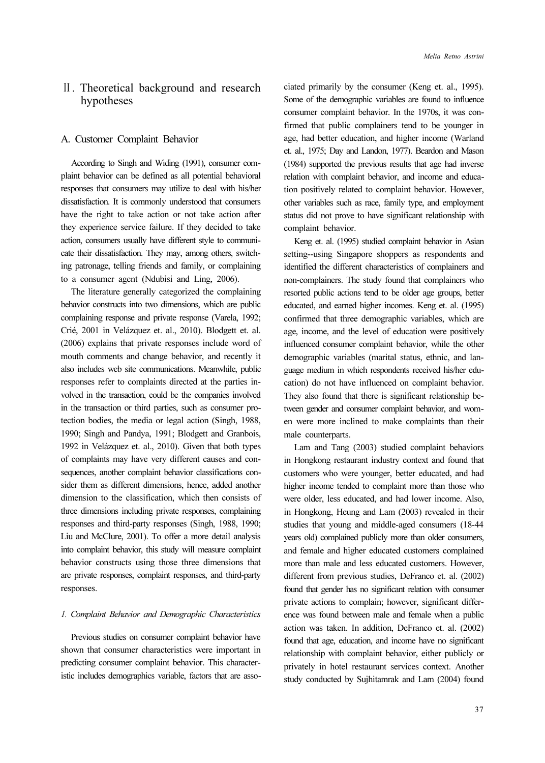## Ⅱ. Theoretical background and research hypotheses

### A. Customer Complaint Behavior

According to Singh and Widing (1991), consumer complaint behavior can be defined as all potential behavioral responses that consumers may utilize to deal with his/her dissatisfaction. It is commonly understood that consumers have the right to take action or not take action after they experience service failure. If they decided to take action, consumers usually have different style to communicate their dissatisfaction. They may, among others, switching patronage, telling friends and family, or complaining to a consumer agent (Ndubisi and Ling, 2006).

The literature generally categorized the complaining behavior constructs into two dimensions, which are public complaining response and private response (Varela, 1992; Crié, 2001 in Velázquez et. al., 2010). Blodgett et. al. (2006) explains that private responses include word of mouth comments and change behavior, and recently it also includes web site communications. Meanwhile, public responses refer to complaints directed at the parties involved in the transaction, could be the companies involved in the transaction or third parties, such as consumer protection bodies, the media or legal action (Singh, 1988, 1990; Singh and Pandya, 1991; Blodgett and Granbois, 1992 in Velázquez et. al., 2010). Given that both types of complaints may have very different causes and consequences, another complaint behavior classifications consider them as different dimensions, hence, added another dimension to the classification, which then consists of three dimensions including private responses, complaining responses and third-party responses (Singh, 1988, 1990; Liu and McClure, 2001). To offer a more detail analysis into complaint behavior, this study will measure complaint behavior constructs using those three dimensions that are private responses, complaint responses, and third-party responses.

#### *1. Complaint Behavior and Demographic Characteristics*

Previous studies on consumer complaint behavior have shown that consumer characteristics were important in predicting consumer complaint behavior. This characteristic includes demographics variable, factors that are associated primarily by the consumer (Keng et. al., 1995). Some of the demographic variables are found to influence consumer complaint behavior. In the 1970s, it was confirmed that public complainers tend to be younger in age, had better education, and higher income (Warland et. al., 1975; Day and Landon, 1977). Beardon and Mason (1984) supported the previous results that age had inverse relation with complaint behavior, and income and education positively related to complaint behavior. However, other variables such as race, family type, and employment status did not prove to have significant relationship with complaint behavior.

Keng et. al. (1995) studied complaint behavior in Asian setting--using Singapore shoppers as respondents and identified the different characteristics of complainers and non-complainers. The study found that complainers who resorted public actions tend to be older age groups, better educated, and earned higher incomes. Keng et. al. (1995) confirmed that three demographic variables, which are age, income, and the level of education were positively influenced consumer complaint behavior, while the other demographic variables (marital status, ethnic, and language medium in which respondents received his/her education) do not have influenced on complaint behavior. They also found that there is significant relationship between gender and consumer complaint behavior, and women were more inclined to make complaints than their male counterparts.

Lam and Tang (2003) studied complaint behaviors in Hongkong restaurant industry context and found that customers who were younger, better educated, and had higher income tended to complaint more than those who were older, less educated, and had lower income. Also, in Hongkong, Heung and Lam (2003) revealed in their studies that young and middle-aged consumers (18-44 years old) complained publicly more than older consumers, and female and higher educated customers complained more than male and less educated customers. However, different from previous studies, DeFranco et. al. (2002) found that gender has no significant relation with consumer private actions to complain; however, significant difference was found between male and female when a public action was taken. In addition, DeFranco et. al. (2002) found that age, education, and income have no significant relationship with complaint behavior, either publicly or privately in hotel restaurant services context. Another study conducted by Sujhitamrak and Lam (2004) found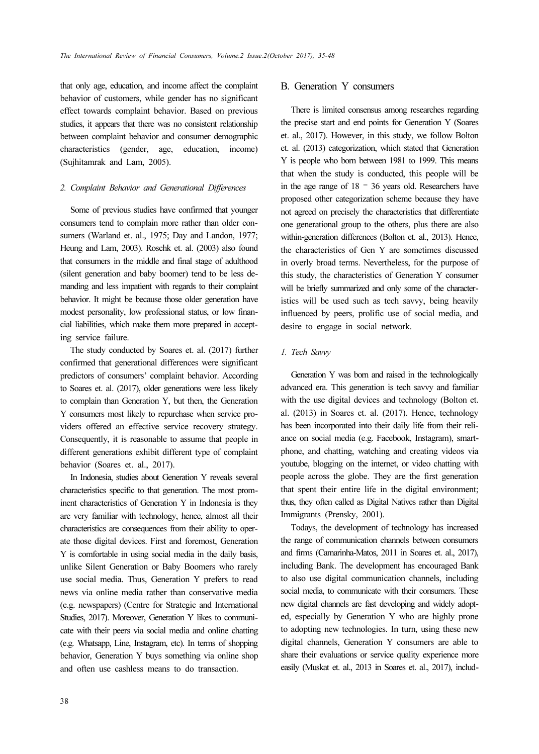that only age, education, and income affect the complaint behavior of customers, while gender has no significant effect towards complaint behavior. Based on previous studies, it appears that there was no consistent relationship between complaint behavior and consumer demographic characteristics (gender, age, education, income) (Sujhitamrak and Lam, 2005).

*2. Complaint Behavior and Generational Differences*

Some of previous studies have confirmed that younger consumers tend to complain more rather than older consumers (Warland et. al., 1975; Day and Landon, 1977; Heung and Lam, 2003). Roschk et. al. (2003) also found that consumers in the middle and final stage of adulthood (silent generation and baby boomer) tend to be less demanding and less impatient with regards to their complaint behavior. It might be because those older generation have modest personality, low professional status, or low financial liabilities, which make them more prepared in accepting service failure.

The study conducted by Soares et. al. (2017) further confirmed that generational differences were significant predictors of consumers' complaint behavior. According to Soares et. al. (2017), older generations were less likely to complain than Generation Y, but then, the Generation Y consumers most likely to repurchase when service providers offered an effective service recovery strategy. Consequently, it is reasonable to assume that people in different generations exhibit different type of complaint behavior (Soares et. al., 2017).

In Indonesia, studies about Generation Y reveals several characteristics specific to that generation. The most prominent characteristics of Generation Y in Indonesia is they are very familiar with technology, hence, almost all their characteristics are consequences from their ability to operate those digital devices. First and foremost, Generation Y is comfortable in using social media in the daily basis, unlike Silent Generation or Baby Boomers who rarely use social media. Thus, Generation Y prefers to read news via online media rather than conservative media (e.g. newspapers) (Centre for Strategic and International Studies, 2017). Moreover, Generation Y likes to communicate with their peers via social media and online chatting (e.g. Whatsapp, Line, Instagram, etc). In terms of shopping behavior, Generation Y buys something via online shop and often use cashless means to do transaction.

## B. Generation Y consumers

There is limited consensus among researches regarding the precise start and end points for Generation Y (Soares et. al., 2017). However, in this study, we follow Bolton et. al. (2013) categorization, which stated that Generation Y is people who born between 1981 to 1999. This means that when the study is conducted, this people will be in the age range of 18 – 36 years old. Researchers have proposed other categorization scheme because they have not agreed on precisely the characteristics that differentiate one generational group to the others, plus there are also within-generation differences (Bolton et. al., 2013). Hence, the characteristics of Gen Y are sometimes discussed in overly broad terms. Nevertheless, for the purpose of this study, the characteristics of Generation Y consumer will be briefly summarized and only some of the characteristics will be used such as tech savvy, being heavily influenced by peers, prolific use of social media, and desire to engage in social network.

*1. Tech Savvy*

Generation Y was born and raised in the technologically advanced era. This generation is tech savvy and familiar with the use digital devices and technology (Bolton et. al. (2013) in Soares et. al. (2017). Hence, technology has been incorporated into their daily life from their reliance on social media (e.g. Facebook, Instagram), smartphone, and chatting, watching and creating videos via youtube, blogging on the internet, or video chatting with people across the globe. They are the first generation that spent their entire life in the digital environment; thus, they often called as Digital Natives rather than Digital Immigrants (Prensky, 2001).

Todays, the development of technology has increased the range of communication channels between consumers and firms (Camarinha-Matos, 2011 in Soares et. al., 2017), including Bank. The development has encouraged Bank to also use digital communication channels, including social media, to communicate with their consumers. These new digital channels are fast developing and widely adopted, especially by Generation Y who are highly prone to adopting new technologies. In turn, using these new digital channels, Generation Y consumers are able to share their evaluations or service quality experience more easily (Muskat et. al., 2013 in Soares et. al., 2017), includ-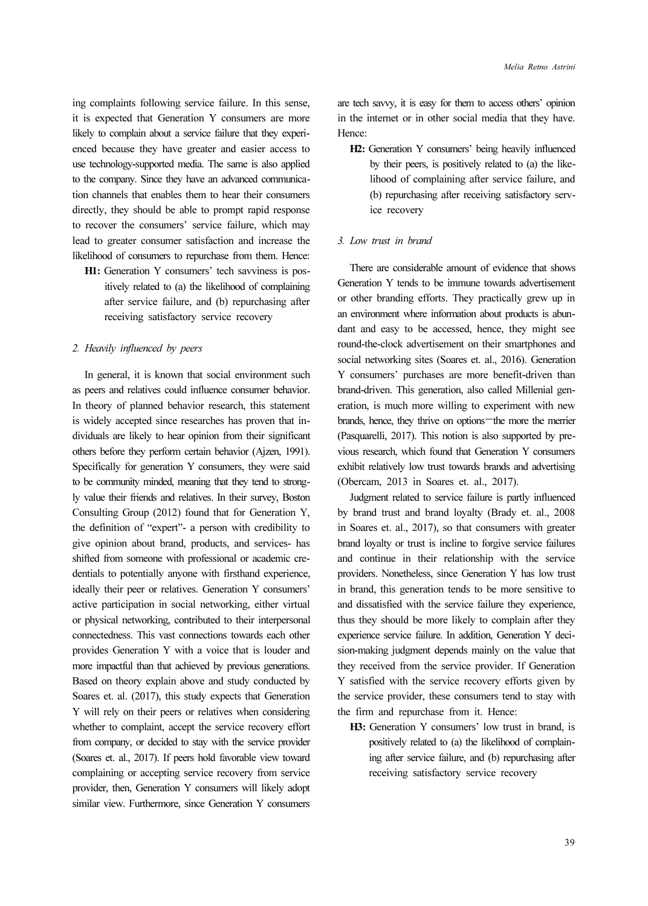ing complaints following service failure. In this sense, it is expected that Generation Y consumers are more likely to complain about a service failure that they experienced because they have greater and easier access to use technology-supported media. The same is also applied to the company. Since they have an advanced communication channels that enables them to hear their consumers directly, they should be able to prompt rapid response to recover the consumers' service failure, which may lead to greater consumer satisfaction and increase the likelihood of consumers to repurchase from them. Hence:

- **H1:** Generation Y consumers' tech savviness is positively related to (a) the likelihood of complaining after service failure, and (b) repurchasing after receiving satisfactory service recovery

### 2. Heavily influenced by peers

In general, it is known that social environment such as peers and relatives could influence consumer behavior. In theory of planned behavior research, this statement is widely accepted since researches has proven that individuals are likely to hear opinion from their significant others before they perform certain behavior (Ajzen, 1991). Specifically for generation Y consumers, they were said to be community minded, meaning that they tend to strongly value their friends and relatives. In their survey, Boston Consulting Group (2012) found that for Generation Y, the definition of "expert"- a person with credibility to give opinion about brand, products, and services- has shifted from someone with professional or academic credentials to potentially anyone with firsthand experience, ideally their peer or relatives. Generation Y consumers' active participation in social networking, either virtual or physical networking, contributed to their interpersonal connectedness. This vast connections towards each other provides Generation Y with a voice that is louder and more impactful than that achieved by previous generations. Based on theory explain above and study conducted by Soares et. al. (2017), this study expects that Generation Y will rely on their peers or relatives when considering whether to complaint, accept the service recovery effort from company, or decided to stay with the service provider (Soares et. al., 2017). If peers hold favorable view toward complaining or accepting service recovery from service provider, then, Generation Y consumers will likely adopt similar view. Furthermore, since Generation Y consumers are tech savvy, it is easy for them to access others' opinion in the internet or in other social media that they have. Hence:

- **H2:** Generation Y consumers' being heavily influenced by their peers, is positively related to (a) the likelihood of complaining after service failure, and (b) repurchasing after receiving satisfactory service recovery

### 3. Low trust in brand

There are considerable amount of evidence that shows Generation Y tends to be immune towards advertisement or other branding efforts. They practically grew up in an environment where information about products is abundant and easy to be accessed, hence, they might see round-the-clock advertisement on their smartphones and social networking sites (Soares et. al., 2016). Generation Y consumers' purchases are more benefit-driven than brand-driven. This generation, also called Millenial generation, is much more willing to experiment with new brands, hence, they thrive on options—the more the merrier (Pasquarelli, 2017). This notion is also supported by previous research, which found that Generation Y consumers exhibit relatively low trust towards brands and advertising (Obercam, 2013 in Soares et. al., 2017).

Judgment related to service failure is partly influenced by brand trust and brand loyalty (Brady et. al., 2008 in Soares et. al., 2017), so that consumers with greater brand loyalty or trust is incline to forgive service failures and continue in their relationship with the service providers. Nonetheless, since Generation Y has low trust in brand, this generation tends to be more sensitive to and dissatisfied with the service failure they experience, thus they should be more likely to complain after they experience service failure. In addition, Generation Y decision-making judgment depends mainly on the value that they received from the service provider. If Generation Y satisfied with the service recovery efforts given by the service provider, these consumers tend to stay with the firm and repurchase from it. Hence:

- **H3:** Generation Y consumers' low trust in brand, is positively related to (a) the likelihood of complaining after service failure, and (b) repurchasing after receiving satisfactory service recovery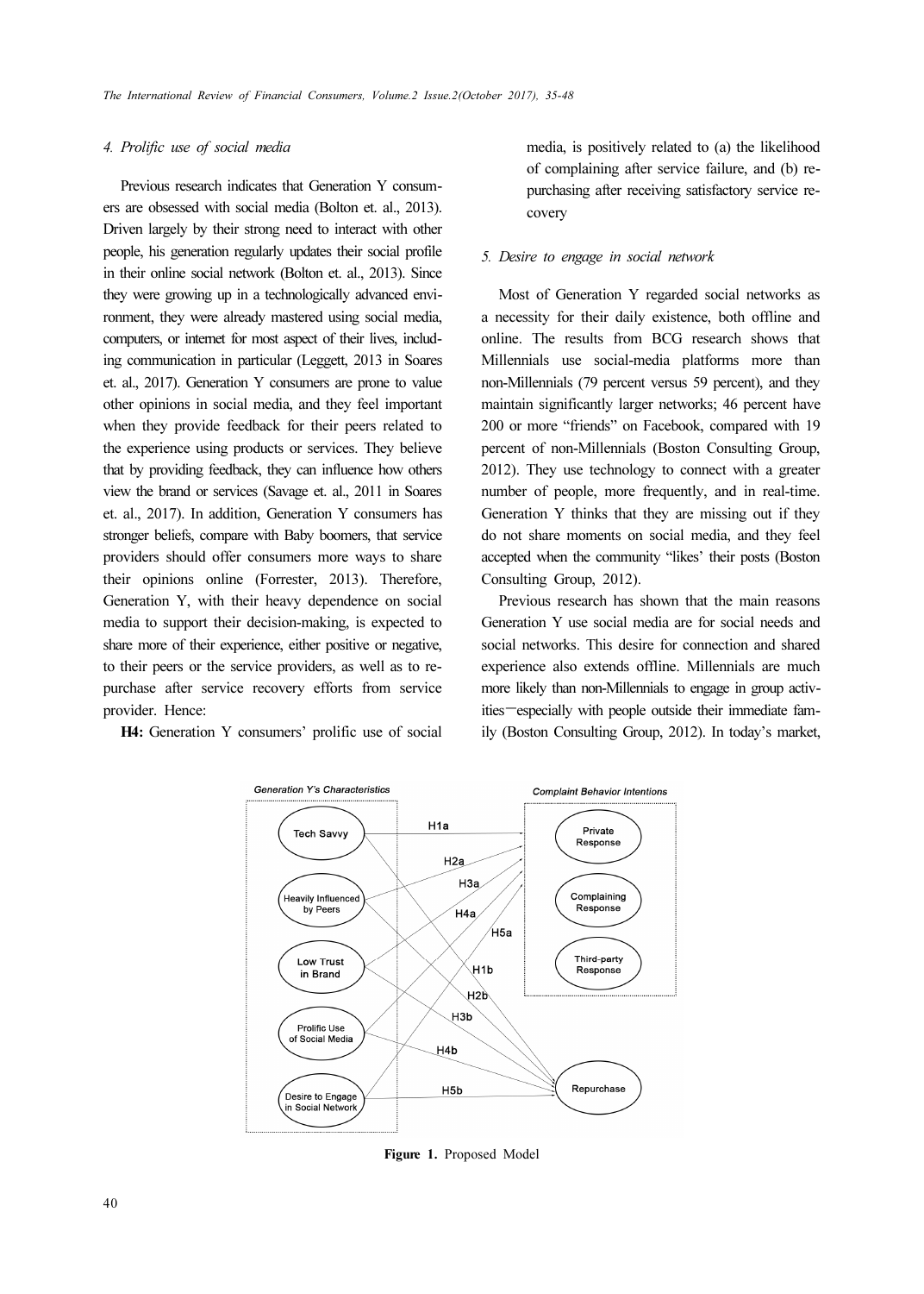#### 4. Prolific use of social media

Previous research indicates that Generation Y consumers are obsessed with social media (Bolton et. al., 2013). Driven largely by their strong need to interact with other people, his generation regularly updates their social profile in their online social network (Bolton et. al., 2013). Since they were growing up in a technologically advanced environment, they were already mastered using social media, computers, or internet for most aspect of their lives, including communication in particular (Leggett, 2013 in Soares et. al., 2017). Generation Y consumers are prone to value other opinions in social media, and they feel important when they provide feedback for their peers related to the experience using products or services. They believe that by providing feedback, they can influence how others view the brand or services (Savage et. al., 2011 in Soares et. al., 2017). In addition, Generation Y consumers has stronger beliefs, compare with Baby boomers, that service providers should offer consumers more ways to share their opinions online (Forrester, 2013). Therefore, Generation Y, with their heavy dependence on social media to support their decision-making, is expected to share more of their experience, either positive or negative, to their peers or the service providers, as well as to repurchase after service recovery efforts from service provider. Hence:

**H4:** Generation Y consumers' prolific use of social media, is positively related to (a) the likelihood of complaining after service failure, and (b) repurchasing after receiving satisfactory service recovery

#### 5. Desire to engage in social network

Most of Generation Y regarded social networks as a necessity for their daily existence, both offline and online. The results from BCG research shows that Millennials use social-media platforms more than non-Millennials (79 percent versus 59 percent), and they maintain significantly larger networks; 46 percent have 200 or more "friends" on Facebook, compared with 19 percent of non-Millennials (Boston Consulting Group, 2012). They use technology to connect with a greater number of people, more frequently, and in real-time. Generation Y thinks that they are missing out if they do not share moments on social media, and they feel accepted when the community "likes' their posts (Boston Consulting Group, 2012).

Previous research has shown that the main reasons Generation Y use social media are for social needs and social networks. This desire for connection and shared experience also extends offline. Millennials are much more likely than non-Millennials to engage in group activities—especially with people outside their immediate family (Boston Consulting Group, 2012). In today's market,

**Figure 1.** Proposed Model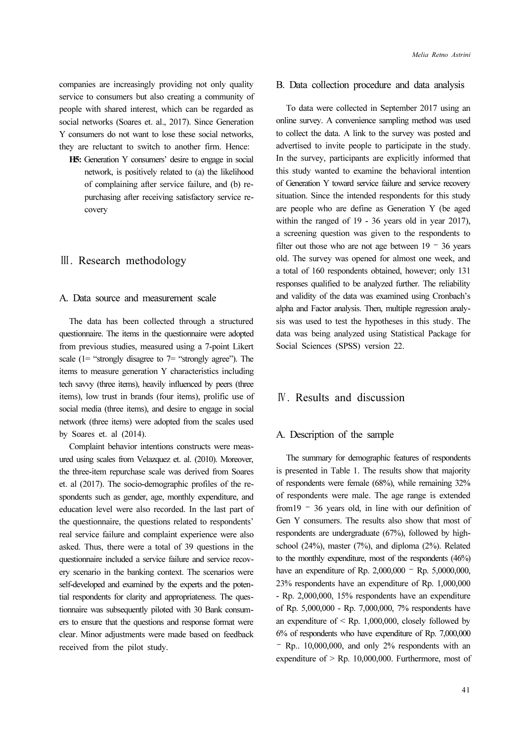companies are increasingly providing not only quality service to consumers but also creating a community of people with shared interest, which can be regarded as social networks (Soares et. al., 2017). Since Generation Y consumers do not want to lose these social networks, they are reluctant to switch to another firm. Hence:

- **H5:** Generation Y consumers' desire to engage in social network, is positively related to (a) the likelihood of complaining after service failure, and (b) repurchasing after receiving satisfactory service recovery

## Ⅲ. Research methodology

### A. Data source and measurement scale

The data has been collected through a structured questionnaire. The items in the questionnaire were adopted from previous studies, measured using a 7-point Likert scale (1= "strongly disagree to 7= "strongly agree"). The items to measure generation Y characteristics including tech savvy (three items), heavily influenced by peers (three items), low trust in brands (four items), prolific use of social media (three items), and desire to engage in social network (three items) were adopted from the scales used by Soares et. al (2014).

Complaint behavior intentions constructs were measured using scales from Velazquez et. al. (2010). Moreover, the three-item repurchase scale was derived from Soares et. al (2017). The socio-demographic profiles of the respondents such as gender, age, monthly expenditure, and education level were also recorded. In the last part of the questionnaire, the questions related to respondents' real service failure and complaint experience were also asked. Thus, there were a total of 39 questions in the questionnaire included a service failure and service recovery scenario in the banking context. The scenarios were self-developed and examined by the experts and the potential respondents for clarity and appropriateness. The questionnaire was subsequently piloted with 30 Bank consumers to ensure that the questions and response format were clear. Minor adjustments were made based on feedback received from the pilot study.

### B. Data collection procedure and data analysis

To data were collected in September 2017 using an online survey. A convenience sampling method was used to collect the data. A link to the survey was posted and advertised to invite people to participate in the study. In the survey, participants are explicitly informed that this study wanted to examine the behavioral intention of Generation Y toward service failure and service recovery situation. Since the intended respondents for this study are people who are define as Generation Y (be aged within the ranged of 19 - 36 years old in year 2017), a screening question was given to the respondents to filter out those who are not age between 19 – 36 years old. The survey was opened for almost one week, and a total of 160 respondents obtained, however; only 131 responses qualified to be analyzed further. The reliability and validity of the data was examined using Cronbach's alpha and Factor analysis. Then, multiple regression analysis was used to test the hypotheses in this study. The data was being analyzed using Statistical Package for Social Sciences (SPSS) version 22.

## Ⅳ. Results and discussion

### A. Description of the sample

The summary for demographic features of respondents is presented in Table 1. The results show that majority of respondents were female (68%), while remaining 32% of respondents were male. The age range is extended from19 – 36 years old, in line with our definition of Gen Y consumers. The results also show that most of respondents are undergraduate (67%), followed by high-school (24%), master (7%), and diploma (2%). Related to the monthly expenditure, most of the respondents (46%) have an expenditure of Rp. 2,000,000 – Rp. 5,0000,000, 23% respondents have an expenditure of Rp. 1,000,000 - Rp. 2,000,000, 15% respondents have an expenditure of Rp. 5,000,000 - Rp. 7,000,000, 7% respondents have an expenditure of < Rp. 1,000,000, closely followed by 6% of respondents who have expenditure of Rp. 7,000,000 – Rp.. 10,000,000, and only 2% respondents with an expenditure of > Rp. 10,000,000. Furthermore, most of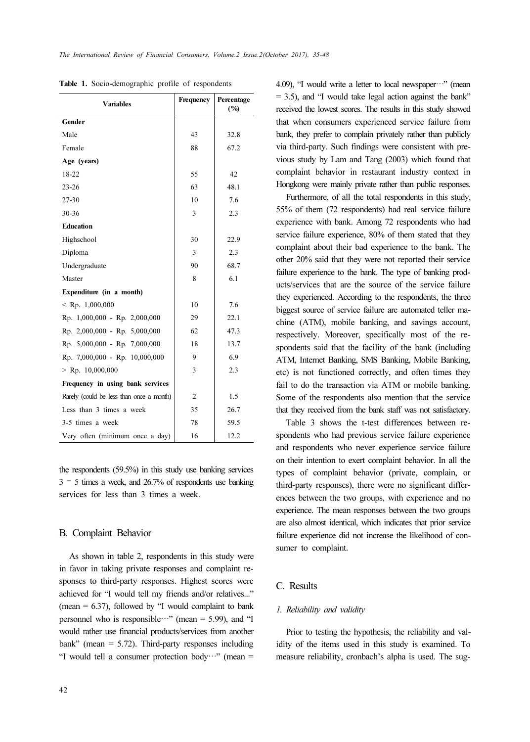**Table 1.** Socio-demographic profile of respondents

| Variables | Frequency | Percentage (%) |
|---|---|---|
| **Gender** | | |
| Male | 43 | 32.8 |
| Female | 88 | 67.2 |
| **Age (years)** | | |
| 18-22 | 55 | 42 |
| 23-26 | 63 | 48.1 |
| 27-30 | 10 | 7.6 |
| 30-36 | 3 | 2.3 |
| **Education** | | |
| Highschool | 30 | 22.9 |
| Diploma | 3 | 2.3 |
| Undergraduate | 90 | 68.7 |
| Master | 8 | 6.1 |
| **Expenditure (in a month)** | | |
| < Rp. 1,000,000 | 10 | 7.6 |
| Rp. 1,000,000 - Rp. 2,000,000 | 29 | 22.1 |
| Rp. 2,000,000 - Rp. 5,000,000 | 62 | 47.3 |
| Rp. 5,000,000 - Rp. 7,000,000 | 18 | 13.7 |
| Rp. 7,000,000 - Rp. 10,000,000 | 9 | 6.9 |
| > Rp. 10,000,000 | 3 | 2.3 |
| **Frequency in using bank services** | | |
| Rarely (could be less than once a month) | 2 | 1.5 |
| Less than 3 times a week | 35 | 26.7 |
| 3-5 times a week | 78 | 59.5 |
| Very often (minimum once a day) | 16 | 12.2 |

the respondents (59.5%) in this study use banking services 3 – 5 times a week, and 26.7% of respondents use banking services for less than 3 times a week.

## B. Complaint Behavior

As shown in table 2, respondents in this study were in favor in taking private responses and complaint responses to third-party responses. Highest scores were achieved for "I would tell my friends and/or relatives..." (mean = 6.37), followed by "I would complaint to bank personnel who is responsible⋯" (mean = 5.99), and "I would rather use financial products/services from another bank" (mean = 5.72). Third-party responses including "I would tell a consumer protection body⋯" (mean = 4.09), "I would write a letter to local newspaper⋯" (mean = 3.5), and "I would take legal action against the bank" received the lowest scores. The results in this study showed that when consumers experienced service failure from bank, they prefer to complain privately rather than publicly via third-party. Such findings were consistent with previous study by Lam and Tang (2003) which found that complaint behavior in restaurant industry context in Hongkong were mainly private rather than public responses.

Furthermore, of all the total respondents in this study, 55% of them (72 respondents) had real service failure experience with bank. Among 72 respondents who had service failure experience, 80% of them stated that they complaint about their bad experience to the bank. The other 20% said that they were not reported their service failure experience to the bank. The type of banking products/services that are the source of the service failure they experienced. According to the respondents, the three biggest source of service failure are automated teller machine (ATM), mobile banking, and savings account, respectively. Moreover, specifically most of the respondents said that the facility of the bank (including ATM, Internet Banking, SMS Banking, Mobile Banking, etc) is not functioned correctly, and often times they fail to do the transaction via ATM or mobile banking. Some of the respondents also mention that the service that they received from the bank staff was not satisfactory.

Table 3 shows the t-test differences between respondents who had previous service failure experience and respondents who never experience service failure on their intention to exert complaint behavior. In all the types of complaint behavior (private, complain, or third-party responses), there were no significant differences between the two groups, with experience and no experience. The mean responses between the two groups are also almost identical, which indicates that prior service failure experience did not increase the likelihood of consumer to complaint.

## C. Results

### *1. Reliability and validity*

Prior to testing the hypothesis, the reliability and validity of the items used in this study is examined. To measure reliability, cronbach's alpha is used. The sug-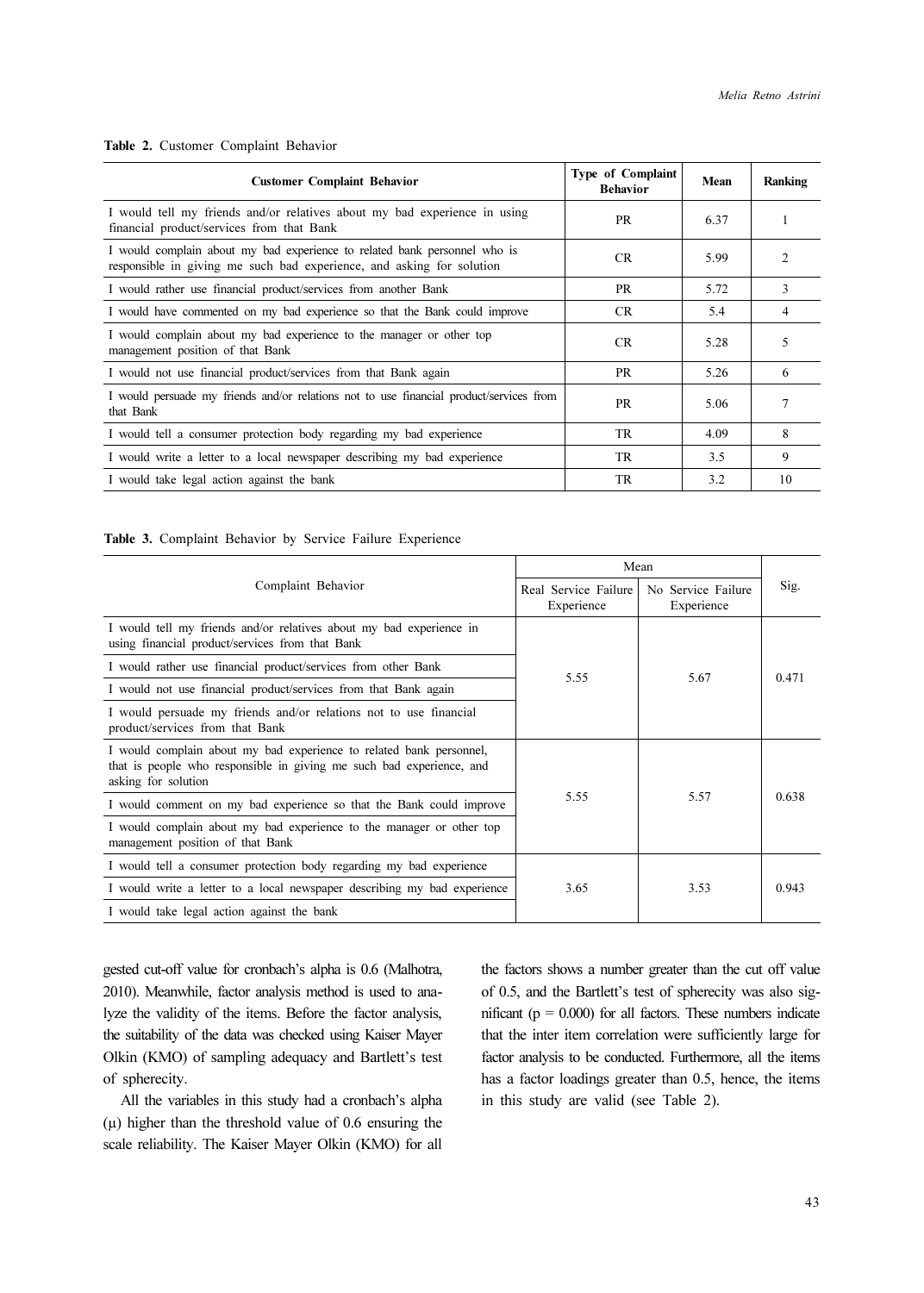**Table 2.** Customer Complaint Behavior

| Customer Complaint Behavior | Type of Complaint Behavior | Mean | Ranking |
|---|---|---|---|
| I would tell my friends and/or relatives about my bad experience in using financial product/services from that Bank | PR | 6.37 | 1 |
| I would complain about my bad experience to related bank personnel who is responsible in giving me such bad experience, and asking for solution | CR | 5.99 | 2 |
| I would rather use financial product/services from another Bank | PR | 5.72 | 3 |
| I would have commented on my bad experience so that the Bank could improve | CR | 5.4 | 4 |
| I would complain about my bad experience to the manager or other top management position of that Bank | CR | 5.28 | 5 |
| I would not use financial product/services from that Bank again | PR | 5.26 | 6 |
| I would persuade my friends and/or relations not to use financial product/services from that Bank | PR | 5.06 | 7 |
| I would tell a consumer protection body regarding my bad experience | TR | 4.09 | 8 |
| I would write a letter to a local newspaper describing my bad experience | TR | 3.5 | 9 |
| I would take legal action against the bank | TR | 3.2 | 10 |

**Table 3.** Complaint Behavior by Service Failure Experience

| Complaint Behavior | Mean | | Sig. |
|---|---|---|---|
| | Real Service Failure Experience | No Service Failure Experience | |
| I would tell my friends and/or relatives about my bad experience in using financial product/services from that Bank<br>I would rather use financial product/services from other Bank<br>I would not use financial product/services from that Bank again<br>I would persuade my friends and/or relations not to use financial product/services from that Bank | 5.55 | 5.67 | 0.471 |
| I would complain about my bad experience to related bank personnel, that is people who responsible in giving me such bad experience, and asking for solution<br>I would comment on my bad experience so that the Bank could improve<br>I would complain about my bad experience to the manager or other top management position of that Bank | 5.55 | 5.57 | 0.638 |
| I would tell a consumer protection body regarding my bad experience<br>I would write a letter to a local newspaper describing my bad experience<br>I would take legal action against the bank | 3.65 | 3.53 | 0.943 |

gested cut-off value for cronbach's alpha is 0.6 (Malhotra, 2010). Meanwhile, factor analysis method is used to analyze the validity of the items. Before the factor analysis, the suitability of the data was checked using Kaiser Mayer Olkin (KMO) of sampling adequacy and Bartlett's test of spherecity.

All the variables in this study had a cronbach's alpha (μ) higher than the threshold value of 0.6 ensuring the scale reliability. The Kaiser Mayer Olkin (KMO) for all the factors shows a number greater than the cut off value of 0.5, and the Bartlett's test of spherecity was also significant ($p = 0.000$) for all factors. These numbers indicate that the inter item correlation were sufficiently large for factor analysis to be conducted. Furthermore, all the items has a factor loadings greater than 0.5, hence, the items in this study are valid (see Table 2).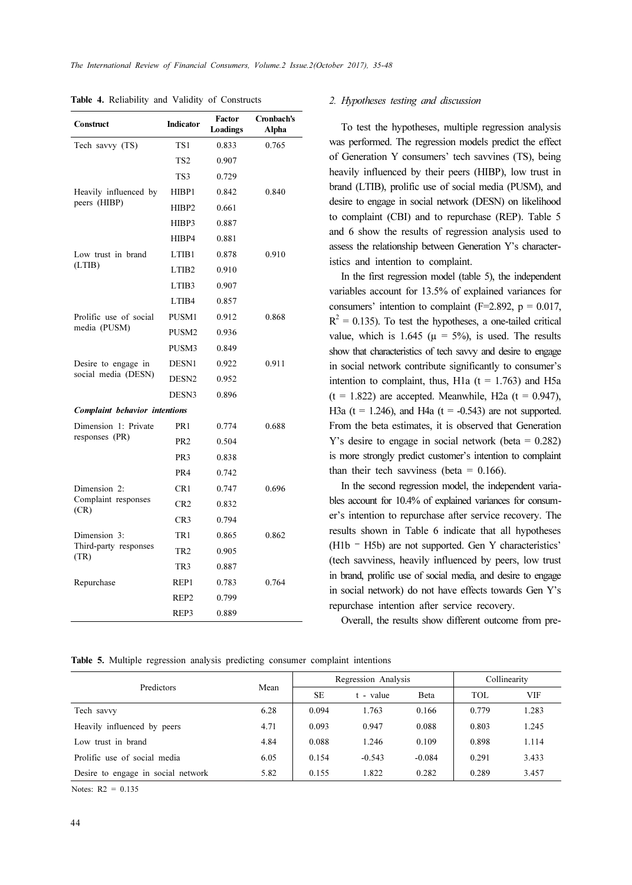**Table 4.** Reliability and Validity of Constructs

| Construct | Indicator | Factor Loadings | Cronbach's Alpha |
|---|---|---|---|
| Tech savvy (TS) | TS1 | 0.833 | 0.765 |
| | TS2 | 0.907 | |
| | TS3 | 0.729 | |
| Heavily influenced by peers (HIBP) | HIBP1 | 0.842 | 0.840 |
| | HIBP2 | 0.661 | |
| | HIBP3 | 0.887 | |
| | HIBP4 | 0.881 | |
| Low trust in brand (LTIB) | LTIB1 | 0.878 | 0.910 |
| | LTIB2 | 0.910 | |
| | LTIB3 | 0.907 | |
| | LTIB4 | 0.857 | |
| Prolific use of social media (PUSM) | PUSM1 | 0.912 | 0.868 |
| | PUSM2 | 0.936 | |
| | PUSM3 | 0.849 | |
| Desire to engage in social media (DESN) | DESN1 | 0.922 | 0.911 |
| | DESN2 | 0.952 | |
| | DESN3 | 0.896 | |
| ***Complaint behavior intentions*** | | | |
| Dimension 1: Private responses (PR) | PR1 | 0.774 | 0.688 |
| | PR2 | 0.504 | |
| | PR3 | 0.838 | |
| | PR4 | 0.742 | |
| Dimension 2: Complaint responses (CR) | CR1 | 0.747 | 0.696 |
| | CR2 | 0.832 | |
| | CR3 | 0.794 | |
| Dimension 3: Third-party responses (TR) | TR1 | 0.865 | 0.862 |
| | TR2 | 0.905 | |
| | TR3 | 0.887 | |
| Repurchase | REP1 | 0.783 | 0.764 |
| | REP2 | 0.799 | |
| | REP3 | 0.889 | |

*2. Hypotheses testing and discussion*

To test the hypotheses, multiple regression analysis was performed. The regression models predict the effect of Generation Y consumers' tech savvines (TS), being heavily influenced by their peers (HIBP), low trust in brand (LTIB), prolific use of social media (PUSM), and desire to engage in social network (DESN) on likelihood to complaint (CBI) and to repurchase (REP). Table 5 and 6 show the results of regression analysis used to assess the relationship between Generation Y's characteristics and intention to complaint.

In the first regression model (table 5), the independent variables account for 13.5% of explained variances for consumers' intention to complaint ($F=2.892$, $p = 0.017$, $R^2 = 0.135$). To test the hypotheses, a one-tailed critical value, which is 1.645 ($\mu = 5\%$), is used. The results show that characteristics of tech savvy and desire to engage in social network contribute significantly to consumer's intention to complaint, thus, H1a ($t = 1.763$) and H5a ($t = 1.822$) are accepted. Meanwhile, H2a ($t = 0.947$), H3a ($t = 1.246$), and H4a ($t = -0.543$) are not supported. From the beta estimates, it is observed that Generation Y's desire to engage in social network (beta = 0.282) is more strongly predict customer's intention to complaint than their tech savviness (beta = 0.166).

In the second regression model, the independent variables account for 10.4% of explained variances for consumer's intention to repurchase after service recovery. The results shown in Table 6 indicate that all hypotheses (H1b – H5b) are not supported. Gen Y characteristics' (tech savviness, heavily influenced by peers, low trust in brand, prolific use of social media, and desire to engage in social network) do not have effects towards Gen Y's repurchase intention after service recovery.

Overall, the results show different outcome from pre-

**Table 5.** Multiple regression analysis predicting consumer complaint intentions

| Predictors | Mean | Regression Analysis | | | Collinearity | |
|---|---|---|---|---|---|---|
| | | SE | t - value | Beta | TOL | VIF |
| Tech savvy | 6.28 | 0.094 | 1.763 | 0.166 | 0.779 | 1.283 |
| Heavily influenced by peers | 4.71 | 0.093 | 0.947 | 0.088 | 0.803 | 1.245 |
| Low trust in brand | 4.84 | 0.088 | 1.246 | 0.109 | 0.898 | 1.114 |
| Prolific use of social media | 6.05 | 0.154 | -0.543 | -0.084 | 0.291 | 3.433 |
| Desire to engage in social network | 5.82 | 0.155 | 1.822 | 0.282 | 0.289 | 3.457 |

Notes: $R2 = 0.135$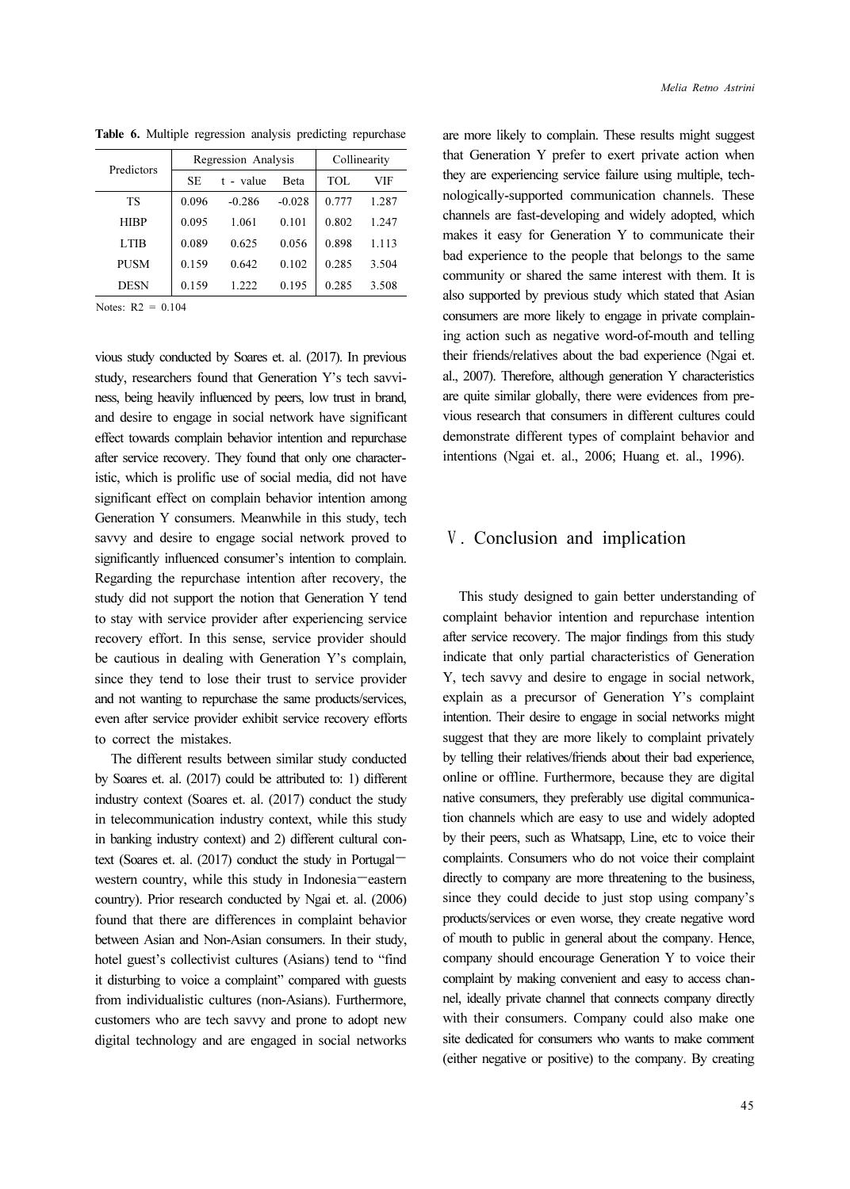**Table 6.** Multiple regression analysis predicting repurchase

| Predictors | Regression Analysis | | | Collinearity | |
|---|---|---|---|---|---|
| | SE | t - value | Beta | TOL | VIF |
| TS | 0.096 | -0.286 | -0.028 | 0.777 | 1.287 |
| HIBP | 0.095 | 1.061 | 0.101 | 0.802 | 1.247 |
| LTIB | 0.089 | 0.625 | 0.056 | 0.898 | 1.113 |
| PUSM | 0.159 | 0.642 | 0.102 | 0.285 | 3.504 |
| DESN | 0.159 | 1.222 | 0.195 | 0.285 | 3.508 |

Notes: $R2 = 0.104$

vious study conducted by Soares et. al. (2017). In previous study, researchers found that Generation Y's tech savviness, being heavily influenced by peers, low trust in brand, and desire to engage in social network have significant effect towards complain behavior intention and repurchase after service recovery. They found that only one characteristic, which is prolific use of social media, did not have significant effect on complain behavior intention among Generation Y consumers. Meanwhile in this study, tech savvy and desire to engage social network proved to significantly influenced consumer's intention to complain. Regarding the repurchase intention after recovery, the study did not support the notion that Generation Y tend to stay with service provider after experiencing service recovery effort. In this sense, service provider should be cautious in dealing with Generation Y's complain, since they tend to lose their trust to service provider and not wanting to repurchase the same products/services, even after service provider exhibit service recovery efforts to correct the mistakes.

The different results between similar study conducted by Soares et. al. (2017) could be attributed to: 1) different industry context (Soares et. al. (2017) conduct the study in telecommunication industry context, while this study in banking industry context) and 2) different cultural context (Soares et. al. (2017) conduct the study in Portugal－western country, while this study in Indonesia－eastern country). Prior research conducted by Ngai et. al. (2006) found that there are differences in complaint behavior between Asian and Non-Asian consumers. In their study, hotel guest's collectivist cultures (Asians) tend to "find it disturbing to voice a complaint" compared with guests from individualistic cultures (non-Asians). Furthermore, customers who are tech savvy and prone to adopt new digital technology and are engaged in social networks are more likely to complain. These results might suggest that Generation Y prefer to exert private action when they are experiencing service failure using multiple, technologically-supported communication channels. These channels are fast-developing and widely adopted, which makes it easy for Generation Y to communicate their bad experience to the people that belongs to the same community or shared the same interest with them. It is also supported by previous study which stated that Asian consumers are more likely to engage in private complaining action such as negative word-of-mouth and telling their friends/relatives about the bad experience (Ngai et. al., 2007). Therefore, although generation Y characteristics are quite similar globally, there were evidences from previous research that consumers in different cultures could demonstrate different types of complaint behavior and intentions (Ngai et. al., 2006; Huang et. al., 1996).

## Ⅴ. Conclusion and implication

This study designed to gain better understanding of complaint behavior intention and repurchase intention after service recovery. The major findings from this study indicate that only partial characteristics of Generation Y, tech savvy and desire to engage in social network, explain as a precursor of Generation Y's complaint intention. Their desire to engage in social networks might suggest that they are more likely to complaint privately by telling their relatives/friends about their bad experience, online or offline. Furthermore, because they are digital native consumers, they preferably use digital communication channels which are easy to use and widely adopted by their peers, such as Whatsapp, Line, etc to voice their complaints. Consumers who do not voice their complaint directly to company are more threatening to the business, since they could decide to just stop using company's products/services or even worse, they create negative word of mouth to public in general about the company. Hence, company should encourage Generation Y to voice their complaint by making convenient and easy to access channel, ideally private channel that connects company directly with their consumers. Company could also make one site dedicated for consumers who wants to make comment (either negative or positive) to the company. By creating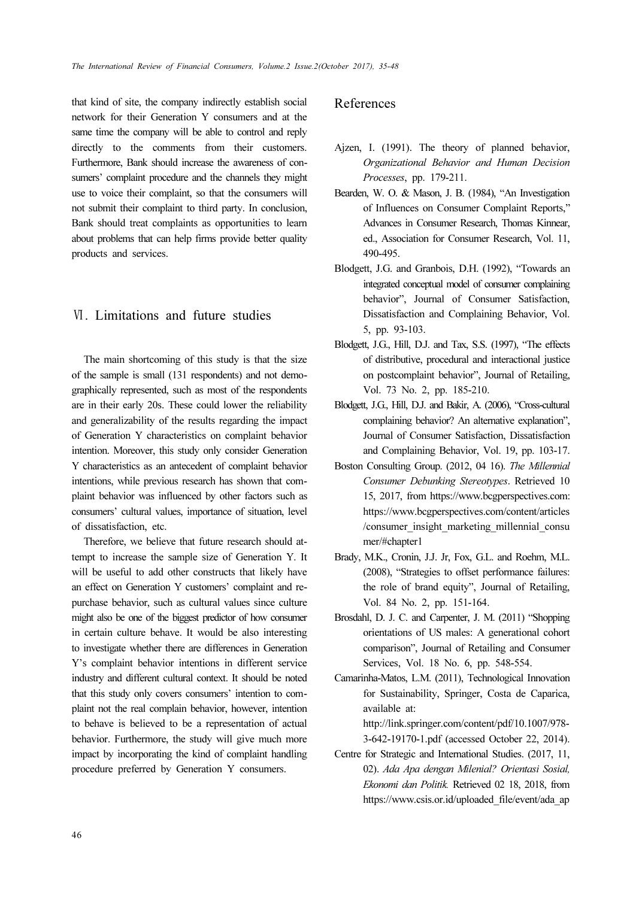that kind of site, the company indirectly establish social network for their Generation Y consumers and at the same time the company will be able to control and reply directly to the comments from their customers. Furthermore, Bank should increase the awareness of consumers' complaint procedure and the channels they might use to voice their complaint, so that the consumers will not submit their complaint to third party. In conclusion, Bank should treat complaints as opportunities to learn about problems that can help firms provide better quality products and services.

## Ⅵ. Limitations and future studies

The main shortcoming of this study is that the size of the sample is small (131 respondents) and not demographically represented, such as most of the respondents are in their early 20s. These could lower the reliability and generalizability of the results regarding the impact of Generation Y characteristics on complaint behavior intention. Moreover, this study only consider Generation Y characteristics as an antecedent of complaint behavior intentions, while previous research has shown that complaint behavior was influenced by other factors such as consumers' cultural values, importance of situation, level of dissatisfaction, etc.

Therefore, we believe that future research should attempt to increase the sample size of Generation Y. It will be useful to add other constructs that likely have an effect on Generation Y customers' complaint and repurchase behavior, such as cultural values since culture might also be one of the biggest predictor of how consumer in certain culture behave. It would be also interesting to investigate whether there are differences in Generation Y's complaint behavior intentions in different service industry and different cultural context. It should be noted that this study only covers consumers' intention to complaint not the real complain behavior, however, intention to behave is believed to be a representation of actual behavior. Furthermore, the study will give much more impact by incorporating the kind of complaint handling procedure preferred by Generation Y consumers.

## References

Ajzen, I. (1991). The theory of planned behavior, *Organizational Behavior and Human Decision Processes*, pp. 179-211.

Bearden, W. O. & Mason, J. B. (1984), "An Investigation of Influences on Consumer Complaint Reports," Advances in Consumer Research, Thomas Kinnear, ed., Association for Consumer Research, Vol. 11, 490-495.

Blodgett, J.G. and Granbois, D.H. (1992), "Towards an integrated conceptual model of consumer complaining behavior", Journal of Consumer Satisfaction, Dissatisfaction and Complaining Behavior, Vol. 5, pp. 93-103.

Blodgett, J.G., Hill, D.J. and Tax, S.S. (1997), "The effects of distributive, procedural and interactional justice on postcomplaint behavior", Journal of Retailing, Vol. 73 No. 2, pp. 185-210.

Blodgett, J.G., Hill, D.J. and Bakir, A. (2006), "Cross-cultural complaining behavior? An alternative explanation", Journal of Consumer Satisfaction, Dissatisfaction and Complaining Behavior, Vol. 19, pp. 103-17.

Boston Consulting Group. (2012, 04 16). *The Millennial Consumer Debunking Stereotypes*. Retrieved 10 15, 2017, from https://www.bcgperspectives.com: https://www.bcgperspectives.com/content/articles/consumer_insight_marketing_millennial_consumer/#chapter1

Brady, M.K., Cronin, J.J. Jr, Fox, G.L. and Roehm, M.L. (2008), "Strategies to offset performance failures: the role of brand equity", Journal of Retailing, Vol. 84 No. 2, pp. 151-164.

Brosdahl, D. J. C. and Carpenter, J. M. (2011) "Shopping orientations of US males: A generational cohort comparison", Journal of Retailing and Consumer Services, Vol. 18 No. 6, pp. 548-554.

Camarinha-Matos, L.M. (2011), Technological Innovation for Sustainability, Springer, Costa de Caparica, available at: http://link.springer.com/content/pdf/10.1007/978-3-642-19170-1.pdf (accessed October 22, 2014).

Centre for Strategic and International Studies. (2017, 11, 02). *Ada Apa dengan Milenial? Orientasi Sosial, Ekonomi dan Politik.* Retrieved 02 18, 2018, from https://www.csis.or.id/uploaded_file/event/ada_ap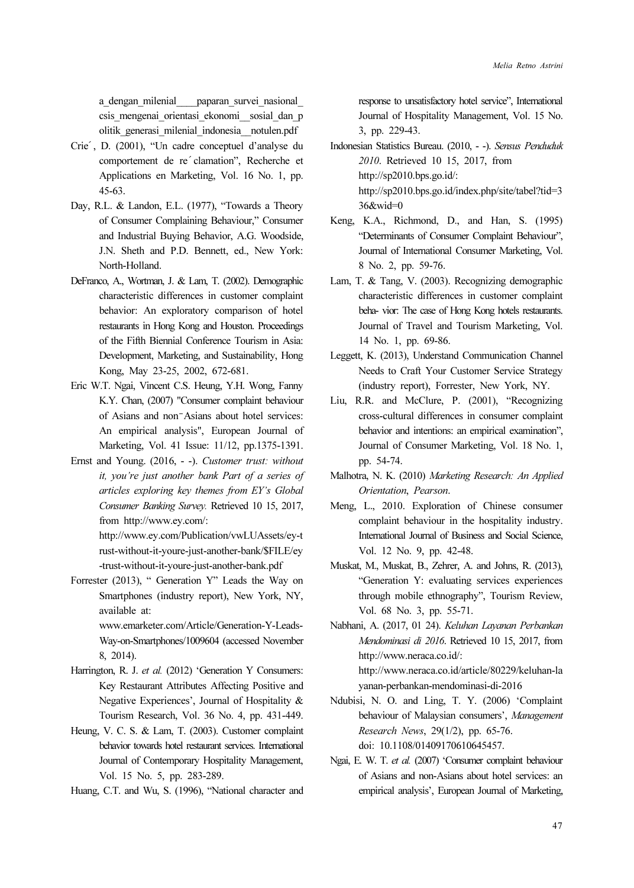a_dengan_milenial____paparan_survei_nasional_csis_mengenai_orientasi_ekonomi__sosial_dan_politik_generasi_milenial_indonesia__notulen.pdf

Crie´, D. (2001), "Un cadre conceptuel d'analyse du comportement de re´clamation", Recherche et Applications en Marketing, Vol. 16 No. 1, pp. 45-63.

Day, R.L. & Landon, E.L. (1977), "Towards a Theory of Consumer Complaining Behaviour," Consumer and Industrial Buying Behavior, A.G. Woodside, J.N. Sheth and P.D. Bennett, ed., New York: North-Holland.

DeFranco, A., Wortman, J. & Lam, T. (2002). Demographic characteristic differences in customer complaint behavior: An exploratory comparison of hotel restaurants in Hong Kong and Houston. Proceedings of the Fifth Biennial Conference Tourism in Asia: Development, Marketing, and Sustainability, Hong Kong, May 23-25, 2002, 672-681.

Eric W.T. Ngai, Vincent C.S. Heung, Y.H. Wong, Fanny K.Y. Chan, (2007) "Consumer complaint behaviour of Asians and non-Asians about hotel services: An empirical analysis", European Journal of Marketing, Vol. 41 Issue: 11/12, pp.1375-1391.

Ernst and Young. (2016, - -). *Customer trust: without it, you're just another bank Part of a series of articles exploring key themes from EY's Global Consumer Banking Survey.* Retrieved 10 15, 2017, from http://www.ey.com/: http://www.ey.com/Publication/vwLUAssets/ey-trust-without-it-youre-just-another-bank/$FILE/ey-trust-without-it-youre-just-another-bank.pdf

Forrester (2013), " Generation Y" Leads the Way on Smartphones (industry report), New York, NY, available at: www.emarketer.com/Article/Generation-Y-Leads-Way-on-Smartphones/1009604 (accessed November 8, 2014).

Harrington, R. J. *et al.* (2012) 'Generation Y Consumers: Key Restaurant Attributes Affecting Positive and Negative Experiences', Journal of Hospitality & Tourism Research, Vol. 36 No. 4, pp. 431-449.

Heung, V. C. S. & Lam, T. (2003). Customer complaint behavior towards hotel restaurant services. International Journal of Contemporary Hospitality Management, Vol. 15 No. 5, pp. 283-289.

Huang, C.T. and Wu, S. (1996), "National character and response to unsatisfactory hotel service", International Journal of Hospitality Management, Vol. 15 No. 3, pp. 229-43.

Indonesian Statistics Bureau. (2010, - -). *Sensus Penduduk 2010*. Retrieved 10 15, 2017, from http://sp2010.bps.go.id/: http://sp2010.bps.go.id/index.php/site/tabel?tid=336&wid=0

Keng, K.A., Richmond, D., and Han, S. (1995) "Determinants of Consumer Complaint Behaviour", Journal of International Consumer Marketing, Vol. 8 No. 2, pp. 59-76.

Lam, T. & Tang, V. (2003). Recognizing demographic characteristic differences in customer complaint beha- vior: The case of Hong Kong hotels restaurants. Journal of Travel and Tourism Marketing, Vol. 14 No. 1, pp. 69-86.

Leggett, K. (2013), Understand Communication Channel Needs to Craft Your Customer Service Strategy (industry report), Forrester, New York, NY.

Liu, R.R. and McClure, P. (2001), "Recognizing cross-cultural differences in consumer complaint behavior and intentions: an empirical examination", Journal of Consumer Marketing, Vol. 18 No. 1, pp. 54-74.

Malhotra, N. K. (2010) *Marketing Research: An Applied Orientation*, *Pearson*.

Meng, L., 2010. Exploration of Chinese consumer complaint behaviour in the hospitality industry. International Journal of Business and Social Science, Vol. 12 No. 9, pp. 42-48.

Muskat, M., Muskat, B., Zehrer, A. and Johns, R. (2013), "Generation Y: evaluating services experiences through mobile ethnography", Tourism Review, Vol. 68 No. 3, pp. 55-71.

Nabhani, A. (2017, 01 24). *Keluhan Layanan Perbankan Mendominasi di 2016*. Retrieved 10 15, 2017, from http://www.neraca.co.id/: http://www.neraca.co.id/article/80229/keluhan-layanan-perbankan-mendominasi-di-2016

Ndubisi, N. O. and Ling, T. Y. (2006) 'Complaint behaviour of Malaysian consumers', *Management Research News*, 29(1/2), pp. 65-76. doi: 10.1108/01409170610645457.

Ngai, E. W. T. *et al.* (2007) 'Consumer complaint behaviour of Asians and non-Asians about hotel services: an empirical analysis', European Journal of Marketing,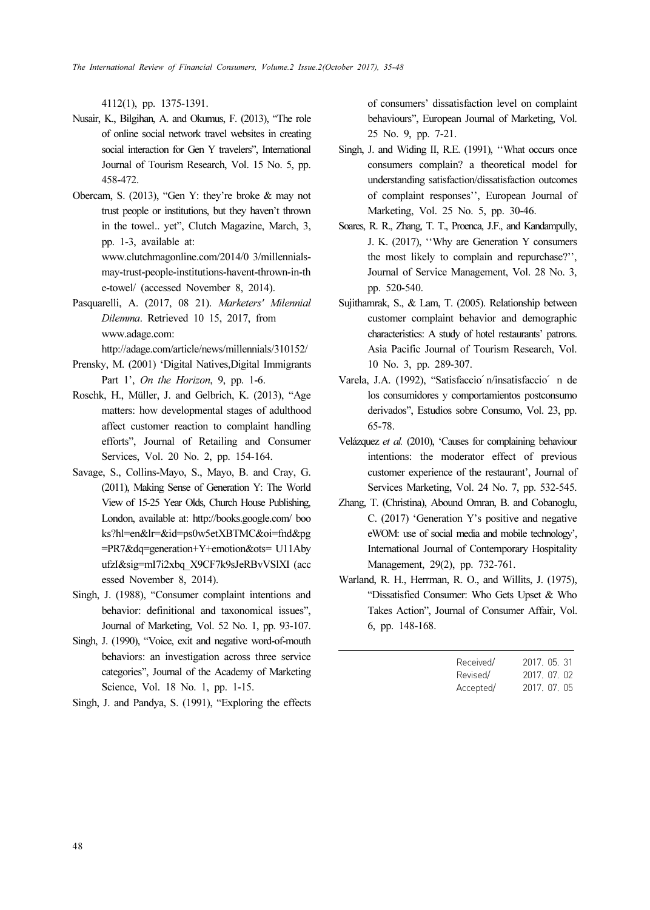4112(1), pp. 1375-1391.

Nusair, K., Bilgihan, A. and Okumus, F. (2013), "The role of online social network travel websites in creating social interaction for Gen Y travelers", International Journal of Tourism Research, Vol. 15 No. 5, pp. 458-472.

Obercam, S. (2013), "Gen Y: they're broke & may not trust people or institutions, but they haven't thrown in the towel.. yet", Clutch Magazine, March, 3, pp. 1-3, available at: www.clutchmagonline.com/2014/0 3/millennials-may-trust-people-institutions-havent-thrown-in-the-towel/ (accessed November 8, 2014).

Pasquarelli, A. (2017, 08 21). *Marketers' Milennial Dilemma*. Retrieved 10 15, 2017, from www.adage.com: http://adage.com/article/news/millennials/310152/

Prensky, M. (2001) 'Digital Natives,Digital Immigrants Part 1', *On the Horizon*, 9, pp. 1-6.

Roschk, H., Müller, J. and Gelbrich, K. (2013), "Age matters: how developmental stages of adulthood affect customer reaction to complaint handling efforts", Journal of Retailing and Consumer Services, Vol. 20 No. 2, pp. 154-164.

Savage, S., Collins-Mayo, S., Mayo, B. and Cray, G. (2011), Making Sense of Generation Y: The World View of 15-25 Year Olds, Church House Publishing, London, available at: http://books.google.com/ books?hl=en&lr=&id=ps0w5etXBTMC&oi=fnd&pg=PR7&dq=generation+Y+emotion&ots= U11AbyufzI&sig=mI7i2xbq_X9CF7k9sJeRBvVSlXI (accessed November 8, 2014).

Singh, J. (1988), "Consumer complaint intentions and behavior: definitional and taxonomical issues", Journal of Marketing, Vol. 52 No. 1, pp. 93-107.

Singh, J. (1990), "Voice, exit and negative word-of-mouth behaviors: an investigation across three service categories", Journal of the Academy of Marketing Science, Vol. 18 No. 1, pp. 1-15.

Singh, J. and Pandya, S. (1991), "Exploring the effects of consumers' dissatisfaction level on complaint behaviours", European Journal of Marketing, Vol. 25 No. 9, pp. 7-21.

Singh, J. and Widing II, R.E. (1991), ''What occurs once consumers complain? a theoretical model for understanding satisfaction/dissatisfaction outcomes of complaint responses'', European Journal of Marketing, Vol. 25 No. 5, pp. 30-46.

Soares, R. R., Zhang, T. T., Proenca, J.F., and Kandampully, J. K. (2017), ''Why are Generation Y consumers the most likely to complain and repurchase?'', Journal of Service Management, Vol. 28 No. 3, pp. 520-540.

Sujithamrak, S., & Lam, T. (2005). Relationship between customer complaint behavior and demographic characteristics: A study of hotel restaurants' patrons. Asia Pacific Journal of Tourism Research, Vol. 10 No. 3, pp. 289-307.

Varela, J.A. (1992), "Satisfacció n/insatisfacció n de los consumidores y comportamientos postconsumo derivados", Estudios sobre Consumo, Vol. 23, pp. 65-78.

Velázquez *et al.* (2010), 'Causes for complaining behaviour intentions: the moderator effect of previous customer experience of the restaurant', Journal of Services Marketing, Vol. 24 No. 7, pp. 532-545.

Zhang, T. (Christina), Abound Omran, B. and Cobanoglu, C. (2017) 'Generation Y's positive and negative eWOM: use of social media and mobile technology', International Journal of Contemporary Hospitality Management, 29(2), pp. 732-761.

Warland, R. H., Herrman, R. O., and Willits, J. (1975), "Dissatisfied Consumer: Who Gets Upset & Who Takes Action", Journal of Consumer Affair, Vol. 6, pp. 148-168.

Received/ 2017. 05. 31
Revised/ 2017. 07. 02
Accepted/ 2017. 07. 05